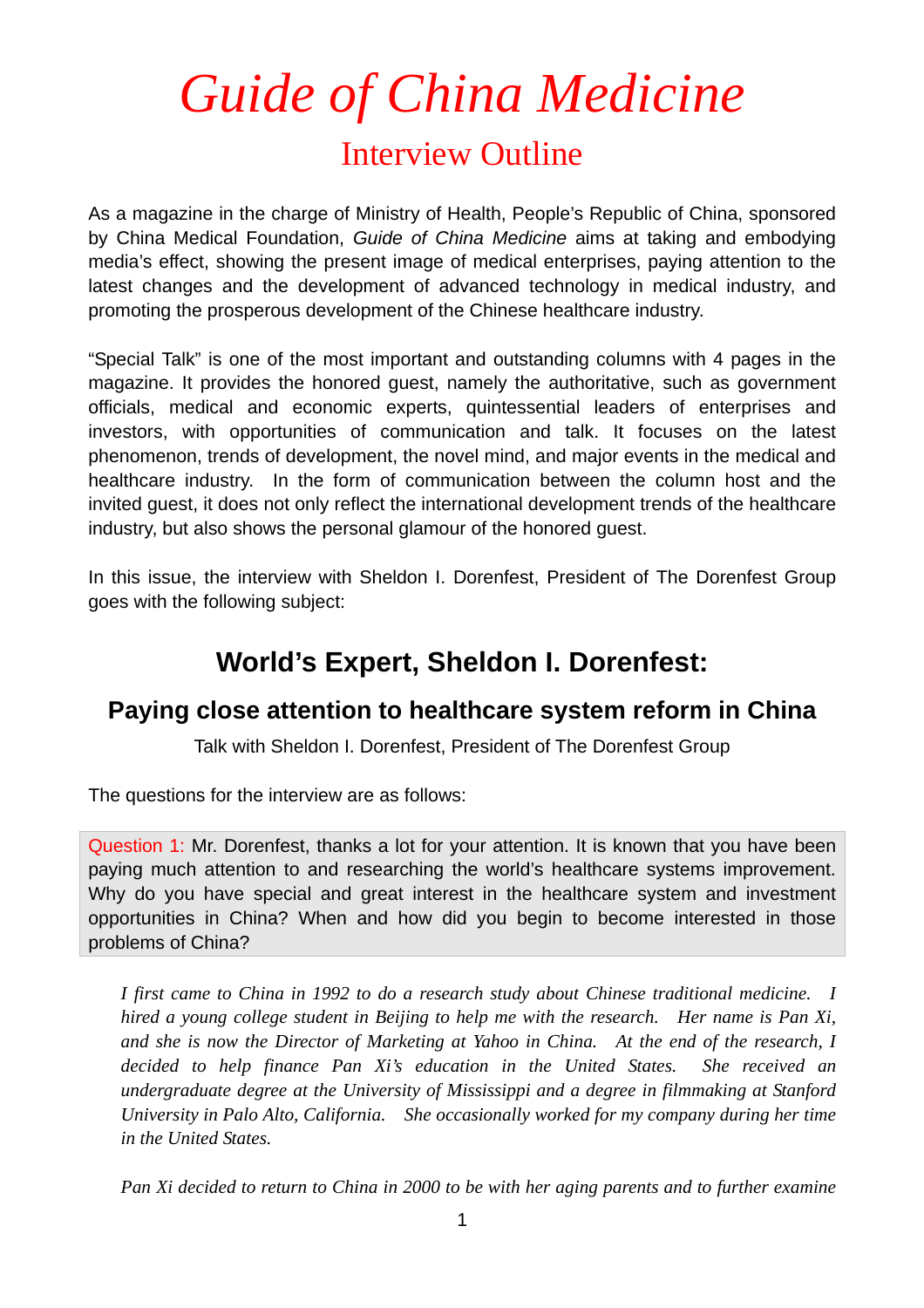# *Guide of China Medicine*

## Interview Outline

As a magazine in the charge of Ministry of Health, People's Republic of China, sponsored by China Medical Foundation, *Guide of China Medicine* aims at taking and embodying media's effect, showing the present image of medical enterprises, paying attention to the latest changes and the development of advanced technology in medical industry, and promoting the prosperous development of the Chinese healthcare industry.

"Special Talk" is one of the most important and outstanding columns with 4 pages in the magazine. It provides the honored guest, namely the authoritative, such as government officials, medical and economic experts, quintessential leaders of enterprises and investors, with opportunities of communication and talk. It focuses on the latest phenomenon, trends of development, the novel mind, and major events in the medical and healthcare industry. In the form of communication between the column host and the invited guest, it does not only reflect the international development trends of the healthcare industry, but also shows the personal glamour of the honored guest.

In this issue, the interview with Sheldon I. Dorenfest, President of The Dorenfest Group goes with the following subject:

## World's Expert, Sheldon I. Dorenfest:

### Paying close attention to healthcare system reform in China

Talk with Sheldon I. Dorenfest, President of The Dorenfest Group

The questions for the interview are as follows:

Question 1: Mr. Dorenfest, thanks a lot for your attention. It is known that you have been paying much attention to and researching the world's healthcare systems improvement. Why do you have special and great interest in the healthcare system and investment opportunities in China? When and how did you begin to become interested in those problems of China?

*I first came to China in 1992 to do a research study about Chinese traditional medicine. I hired a young college student in Beijing to help me with the research. Her name is Pan Xi, and she is now the Director of Marketing at Yahoo in China. At the end of the research, I decided to help finance Pan Xi's education in the United States. She received an undergraduate degree at the University of Mississippi and a degree in filmmaking at Stanford University in Palo Alto, California. She occasionally worked for my company during her time in the United States.*

*Pan Xi decided to return to China in 2000 to be with her aging parents and to further examine*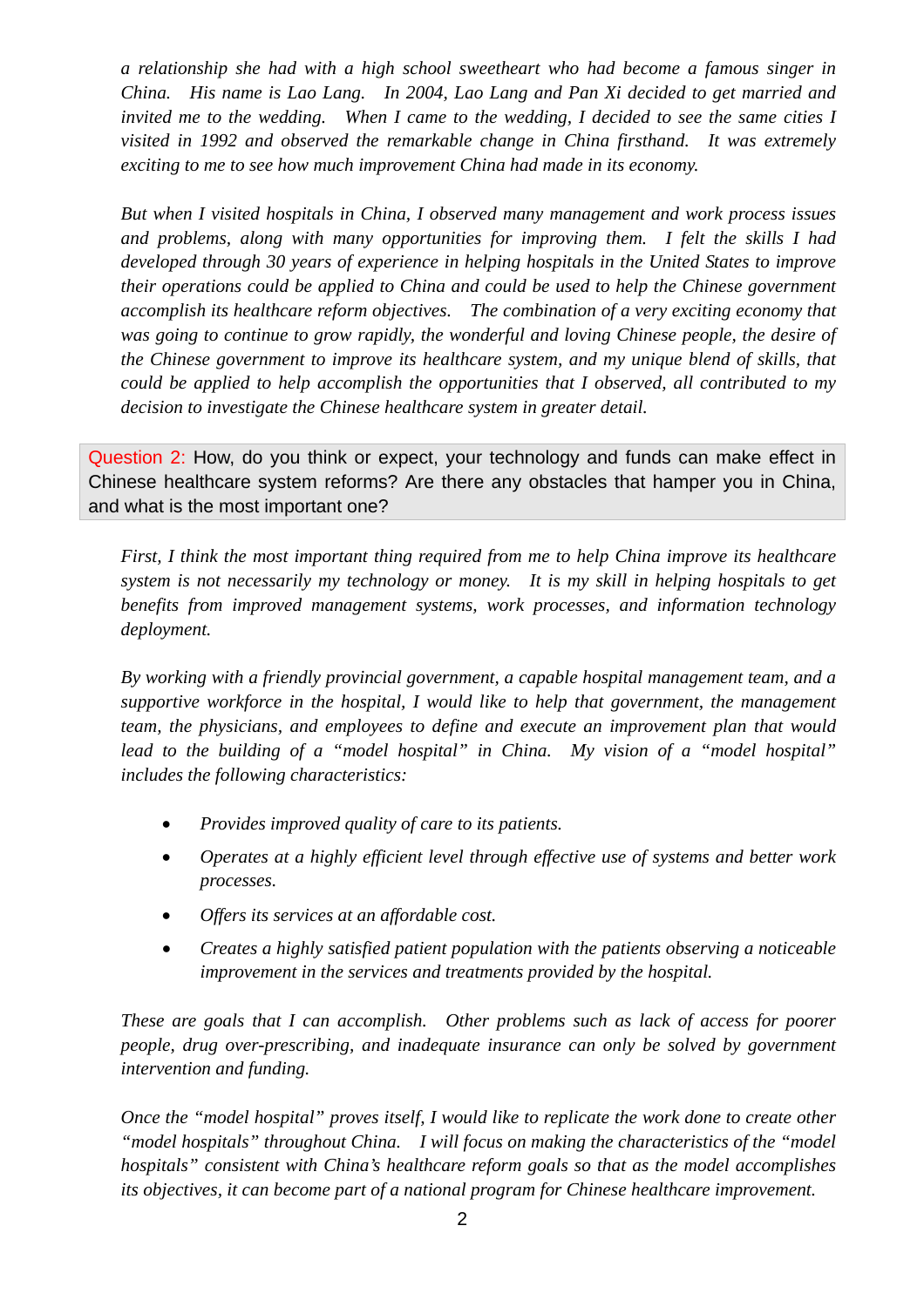*a relationship she had with a high school sweetheart who had become a famous singer in China. His name is Lao Lang. In 2004, Lao Lang and Pan Xi decided to get married and invited me to the wedding. When I came to the wedding, I decided to see the same cities I visited in 1992 and observed the remarkable change in China firsthand. It was extremely exciting to me to see how much improvement China had made in its economy.*

*But when I visited hospitals in China, I observed many management and work process issues and problems, along with many opportunities for improving them. I felt the skills I had developed through 30 years of experience in helping hospitals in the United States to improve their operations could be applied to China and could be used to help the Chinese government accomplish its healthcare reform objectives. The combination of a very exciting economy that was going to continue to grow rapidly, the wonderful and loving Chinese people, the desire of the Chinese government to improve its healthcare system, and my unique blend of skills, that could be applied to help accomplish the opportunities that I observed, all contributed to my decision to investigate the Chinese healthcare system in greater detail.*

Question 2: How, do you think or expect, your technology and funds can make effect in Chinese healthcare system reforms? Are there any obstacles that hamper you in China, and what is the most important one?

*First, I think the most important thing required from me to help China improve its healthcare system is not necessarily my technology or money. It is my skill in helping hospitals to get benefits from improved management systems, work processes, and information technology deployment.*

*By working with a friendly provincial government, a capable hospital management team, and a supportive workforce in the hospital, I would like to help that government, the management team, the physicians, and employees to define and execute an improvement plan that would lead to the building of a "model hospital" in China. My vision of a "model hospital" includes the following characteristics:*

- *Provides improved quality of care to its patients.*
- *Operates at a highly efficient level through effective use of systems and better work processes.*
- *Offers its services at an affordable cost.*
- *Creates a highly satisfied patient population with the patients observing a noticeable improvement in the services and treatments provided by the hospital.*

*These are goals that I can accomplish. Other problems such as lack of access for poorer people, drug over-prescribing, and inadequate insurance can only be solved by government intervention and funding.*

*Once the "model hospital" proves itself, I would like to replicate the work done to create other "model hospitals" throughout China. I will focus on making the characteristics of the "model hospitals" consistent with China's healthcare reform goals so that as the model accomplishes its objectives, it can become part of a national program for Chinese healthcare improvement.*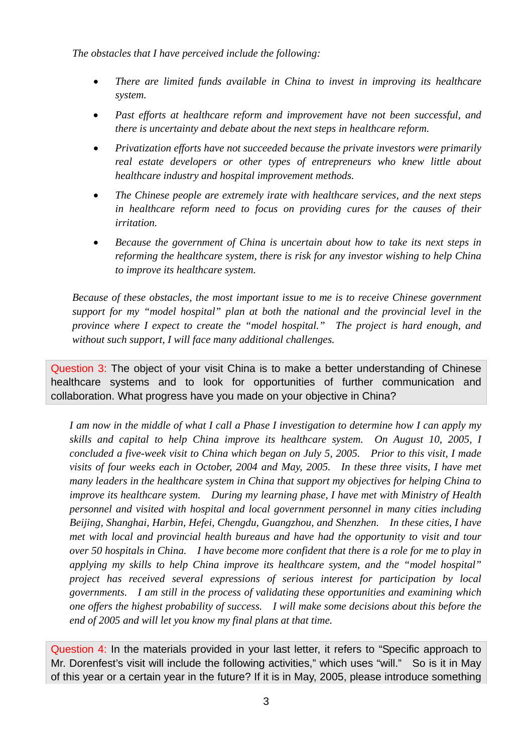*The obstacles that I have perceived include the following:*

- *There are limited funds available in China to invest in improving its healthcare system.*
- *Past efforts at healthcare reform and improvement have not been successful, and there is uncertainty and debate about the next steps in healthcare reform.*
- *Privatization efforts have not succeeded because the private investors were primarily real estate developers or other types of entrepreneurs who knew little about healthcare industry and hospital improvement methods.*
- *The Chinese people are extremely irate with healthcare services, and the next steps in healthcare reform need to focus on providing cures for the causes of their irritation.*
- *Because the government of China is uncertain about how to take its next steps in reforming the healthcare system, there is risk for any investor wishing to help China to improve its healthcare system.*

*Because of these obstacles, the most important issue to me is to receive Chinese government support for my "model hospital" plan at both the national and the provincial level in the province where I expect to create the "model hospital." The project is hard enough, and without such support, I will face many additional challenges.*

Question 3: The object of your visit China is to make a better understanding of Chinese healthcare systems and to look for opportunities of further communication and collaboration. What progress have you made on your objective in China?

*I am now in the middle of what I call a Phase I investigation to determine how I can apply my skills and capital to help China improve its healthcare system. On August 10, 2005, I concluded a five-week visit to China which began on July 5, 2005. Prior to this visit, I made visits of four weeks each in October, 2004 and May, 2005. In these three visits, I have met many leaders in the healthcare system in China that support my objectives for helping China to improve its healthcare system. During my learning phase, I have met with Ministry of Health personnel and visited with hospital and local government personnel in many cities including Beijing, Shanghai, Harbin, Hefei, Chengdu, Guangzhou, and Shenzhen. In these cities, I have met with local and provincial health bureaus and have had the opportunity to visit and tour over 50 hospitals in China. I have become more confident that there is a role for me to play in applying my skills to help China improve its healthcare system, and the "model hospital" project has received several expressions of serious interest for participation by local governments. I am still in the process of validating these opportunities and examining which one offers the highest probability of success. I will make some decisions about this before the end of 2005 and will let you know my final plans at that time.*

Question 4: In the materials provided in your last letter, it refers to "Specific approach to Mr. Dorenfest's visit will include the following activities," which uses "will." So is it in May of this year or a certain year in the future? If it is in May, 2005, please introduce something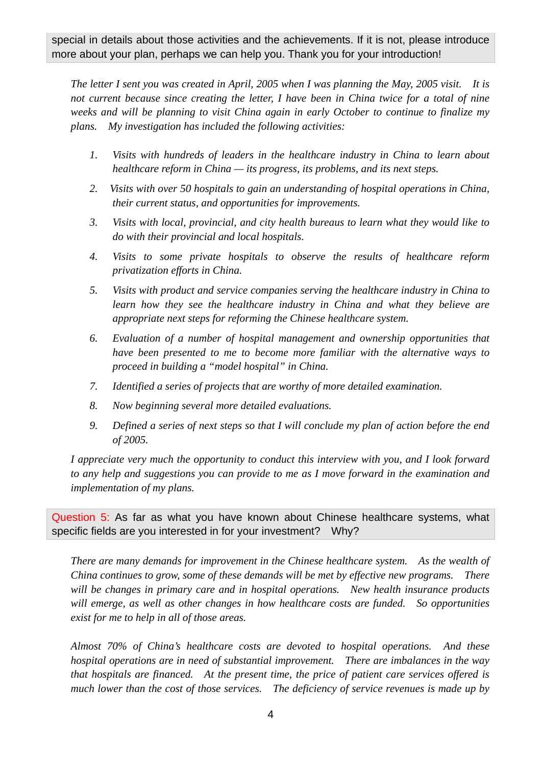special in details about those activities and the achievements. If it is not, please introduce more about your plan, perhaps we can help you. Thank you for your introduction!

*The letter I sent you was created in April, 2005 when I was planning the May, 2005 visit. It is not current because since creating the letter, I have been in China twice for a total of nine weeks and will be planning to visit China again in early October to continue to finalize my plans. My investigation has included the following activities:*

1. *Visits with hundreds of leaders in the healthcare industry in China to learn about healthcare reform in China — its progress, its problems, and its next steps.*
2. *Visits with over 50 hospitals to gain an understanding of hospital operations in China, their current status, and opportunities for improvements.*
3. *Visits with local, provincial, and city health bureaus to learn what they would like to do with their provincial and local hospitals.*
4. *Visits to some private hospitals to observe the results of healthcare reform privatization efforts in China.*
5. *Visits with product and service companies serving the healthcare industry in China to learn how they see the healthcare industry in China and what they believe are appropriate next steps for reforming the Chinese healthcare system.*
6. *Evaluation of a number of hospital management and ownership opportunities that have been presented to me to become more familiar with the alternative ways to proceed in building a "model hospital" in China.*
7. *Identified a series of projects that are worthy of more detailed examination.*
8. *Now beginning several more detailed evaluations.*
9. *Defined a series of next steps so that I will conclude my plan of action before the end of 2005.*

*I appreciate very much the opportunity to conduct this interview with you, and I look forward to any help and suggestions you can provide to me as I move forward in the examination and implementation of my plans.*

Question 5: As far as what you have known about Chinese healthcare systems, what specific fields are you interested in for your investment? Why?

*There are many demands for improvement in the Chinese healthcare system. As the wealth of China continues to grow, some of these demands will be met by effective new programs. There will be changes in primary care and in hospital operations. New health insurance products will emerge, as well as other changes in how healthcare costs are funded. So opportunities exist for me to help in all of those areas.*

*Almost 70% of China's healthcare costs are devoted to hospital operations. And these hospital operations are in need of substantial improvement. There are imbalances in the way that hospitals are financed. At the present time, the price of patient care services offered is much lower than the cost of those services. The deficiency of service revenues is made up by*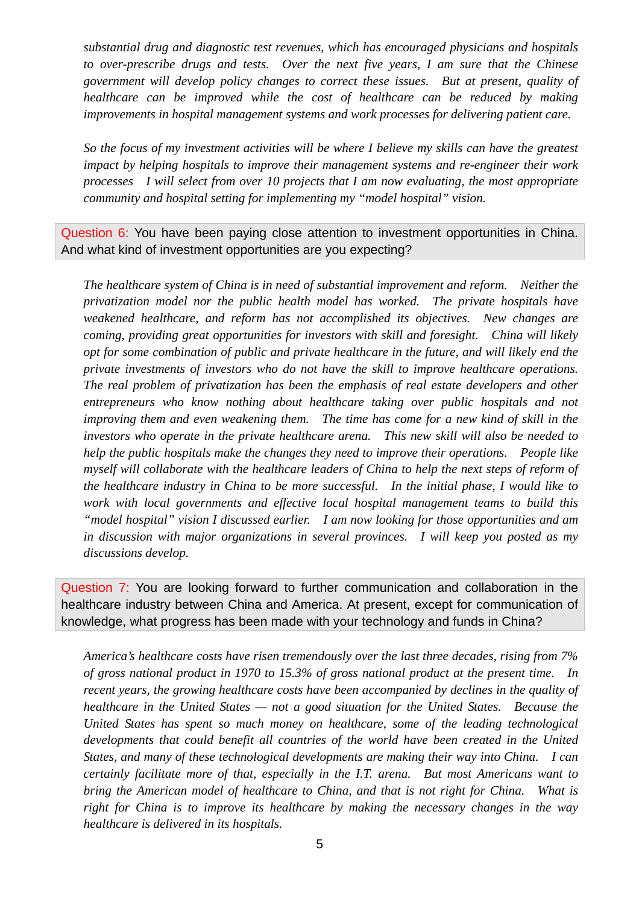*substantial drug and diagnostic test revenues, which has encouraged physicians and hospitals to over-prescribe drugs and tests. Over the next five years, I am sure that the Chinese government will develop policy changes to correct these issues. But at present, quality of healthcare can be improved while the cost of healthcare can be reduced by making improvements in hospital management systems and work processes for delivering patient care.*

*So the focus of my investment activities will be where I believe my skills can have the greatest impact by helping hospitals to improve their management systems and re-engineer their work processes I will select from over 10 projects that I am now evaluating, the most appropriate community and hospital setting for implementing my "model hospital" vision.*

Question 6: You have been paying close attention to investment opportunities in China. And what kind of investment opportunities are you expecting?

*The healthcare system of China is in need of substantial improvement and reform. Neither the privatization model nor the public health model has worked. The private hospitals have weakened healthcare, and reform has not accomplished its objectives. New changes are coming, providing great opportunities for investors with skill and foresight. China will likely opt for some combination of public and private healthcare in the future, and will likely end the private investments of investors who do not have the skill to improve healthcare operations. The real problem of privatization has been the emphasis of real estate developers and other entrepreneurs who know nothing about healthcare taking over public hospitals and not improving them and even weakening them. The time has come for a new kind of skill in the investors who operate in the private healthcare arena. This new skill will also be needed to help the public hospitals make the changes they need to improve their operations. People like myself will collaborate with the healthcare leaders of China to help the next steps of reform of the healthcare industry in China to be more successful. In the initial phase, I would like to work with local governments and effective local hospital management teams to build this "model hospital" vision I discussed earlier. I am now looking for those opportunities and am in discussion with major organizations in several provinces. I will keep you posted as my discussions develop.*

Question 7: You are looking forward to further communication and collaboration in the healthcare industry between China and America. At present, except for communication of knowledge, what progress has been made with your technology and funds in China?

*America's healthcare costs have risen tremendously over the last three decades, rising from 7% of gross national product in 1970 to 15.3% of gross national product at the present time. In recent years, the growing healthcare costs have been accompanied by declines in the quality of healthcare in the United States — not a good situation for the United States. Because the United States has spent so much money on healthcare, some of the leading technological developments that could benefit all countries of the world have been created in the United States, and many of these technological developments are making their way into China. I can certainly facilitate more of that, especially in the I.T. arena. But most Americans want to bring the American model of healthcare to China, and that is not right for China. What is right for China is to improve its healthcare by making the necessary changes in the way healthcare is delivered in its hospitals.*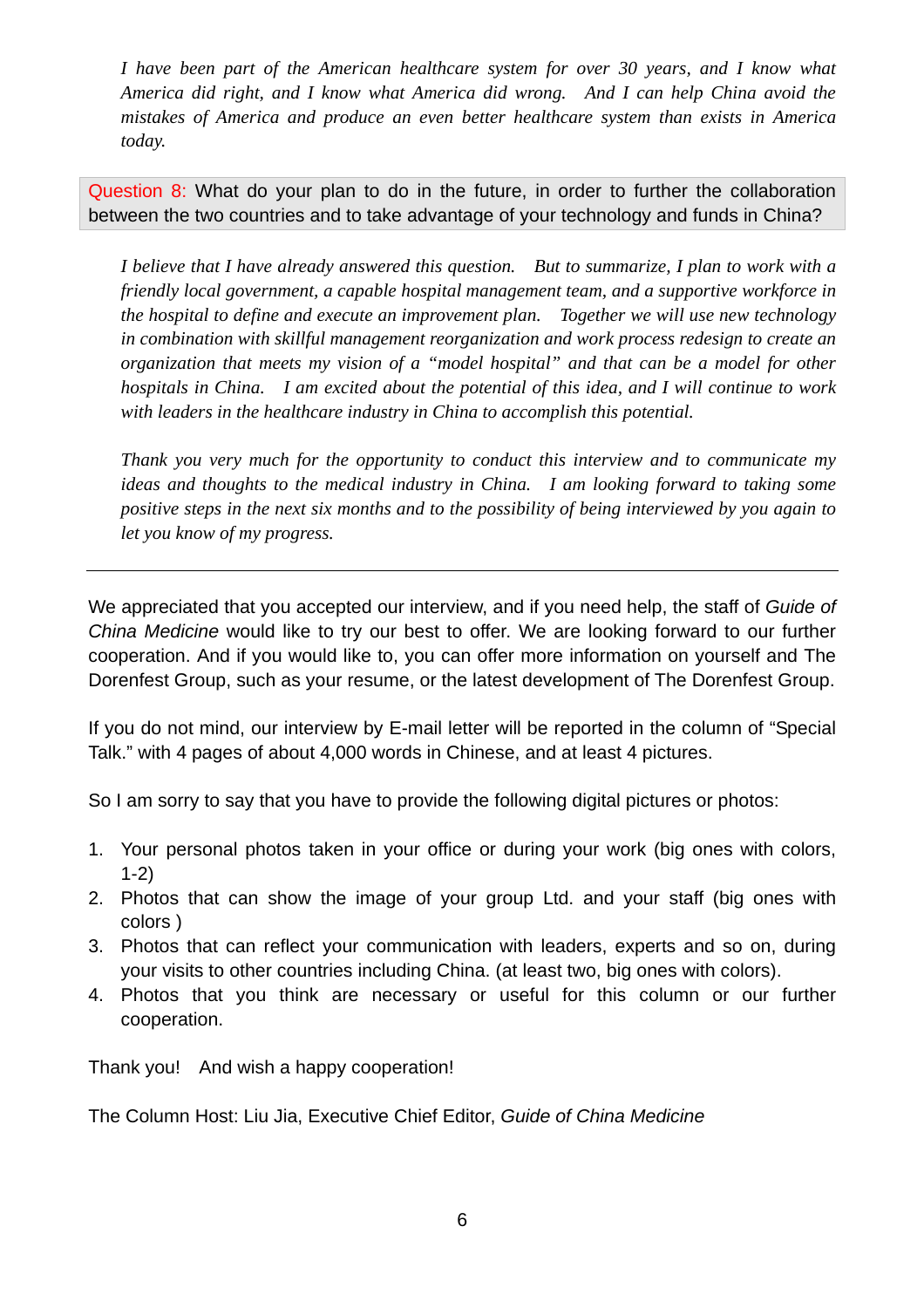*I have been part of the American healthcare system for over 30 years, and I know what America did right, and I know what America did wrong. And I can help China avoid the mistakes of America and produce an even better healthcare system than exists in America today.*

Question 8: What do your plan to do in the future, in order to further the collaboration between the two countries and to take advantage of your technology and funds in China?

*I believe that I have already answered this question. But to summarize, I plan to work with a friendly local government, a capable hospital management team, and a supportive workforce in the hospital to define and execute an improvement plan. Together we will use new technology in combination with skillful management reorganization and work process redesign to create an organization that meets my vision of a "model hospital" and that can be a model for other hospitals in China. I am excited about the potential of this idea, and I will continue to work with leaders in the healthcare industry in China to accomplish this potential.*

*Thank you very much for the opportunity to conduct this interview and to communicate my ideas and thoughts to the medical industry in China. I am looking forward to taking some positive steps in the next six months and to the possibility of being interviewed by you again to let you know of my progress.*

---

We appreciated that you accepted our interview, and if you need help, the staff of *Guide of China Medicine* would like to try our best to offer. We are looking forward to our further cooperation. And if you would like to, you can offer more information on yourself and The Dorenfest Group, such as your resume, or the latest development of The Dorenfest Group.

If you do not mind, our interview by E-mail letter will be reported in the column of "Special Talk." with 4 pages of about 4,000 words in Chinese, and at least 4 pictures.

So I am sorry to say that you have to provide the following digital pictures or photos:

1. Your personal photos taken in your office or during your work (big ones with colors, 1-2)
2. Photos that can show the image of your group Ltd. and your staff (big ones with colors )
3. Photos that can reflect your communication with leaders, experts and so on, during your visits to other countries including China. (at least two, big ones with colors).
4. Photos that you think are necessary or useful for this column or our further cooperation.

Thank you! And wish a happy cooperation!

The Column Host: Liu Jia, Executive Chief Editor, *Guide of China Medicine*